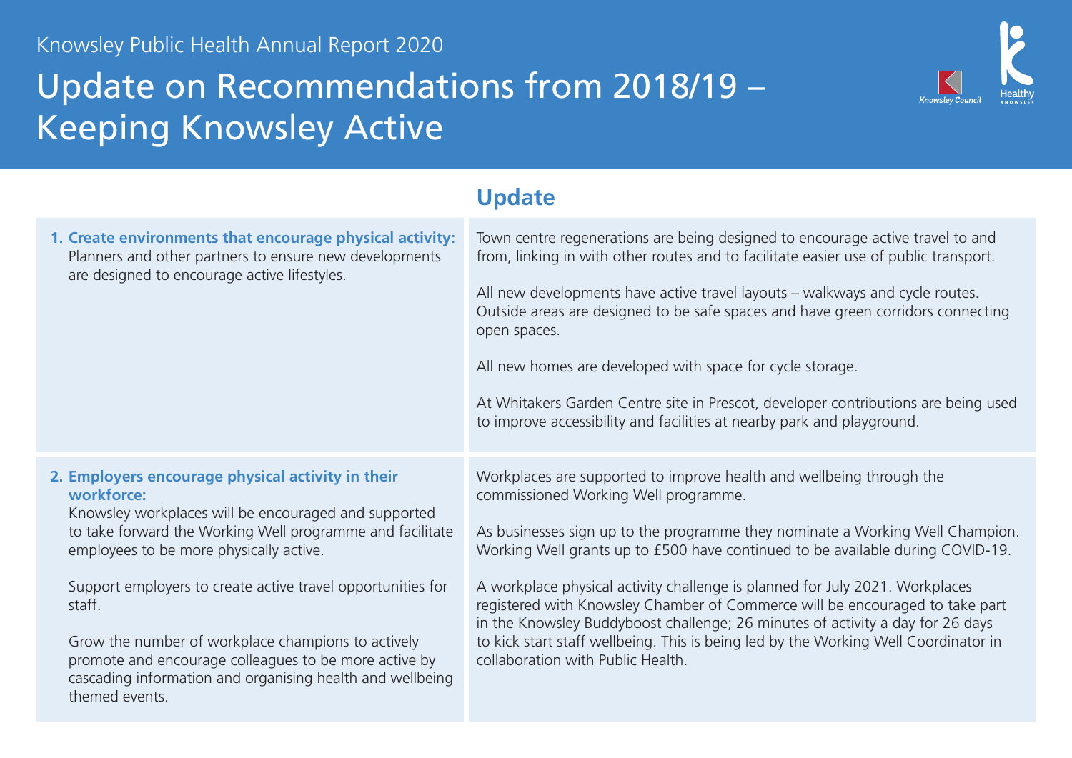Knowsley Public Health Annual Report 2020

# Update on Recommendations from 2018/19 – Keeping Knowsley Active

| | Update |
|---|---|
| **1. Create environments that encourage physical activity:** Planners and other partners to ensure new developments are designed to encourage active lifestyles. | Town centre regenerations are being designed to encourage active travel to and from, linking in with other routes and to facilitate easier use of public transport.<br><br>All new developments have active travel layouts – walkways and cycle routes. Outside areas are designed to be safe spaces and have green corridors connecting open spaces.<br><br>All new homes are developed with space for cycle storage.<br><br>At Whitakers Garden Centre site in Prescot, developer contributions are being used to improve accessibility and facilities at nearby park and playground. |
| **2. Employers encourage physical activity in their workforce:** Knowsley workplaces will be encouraged and supported to take forward the Working Well programme and facilitate employees to be more physically active.<br><br>Support employers to create active travel opportunities for staff.<br><br>Grow the number of workplace champions to actively promote and encourage colleagues to be more active by cascading information and organising health and wellbeing themed events. | Workplaces are supported to improve health and wellbeing through the commissioned Working Well programme.<br><br>As businesses sign up to the programme they nominate a Working Well Champion. Working Well grants up to £500 have continued to be available during COVID-19.<br><br>A workplace physical activity challenge is planned for July 2021. Workplaces registered with Knowsley Chamber of Commerce will be encouraged to take part in the Knowsley Buddyboost challenge; 26 minutes of activity a day for 26 days to kick start staff wellbeing. This is being led by the Working Well Coordinator in collaboration with Public Health. |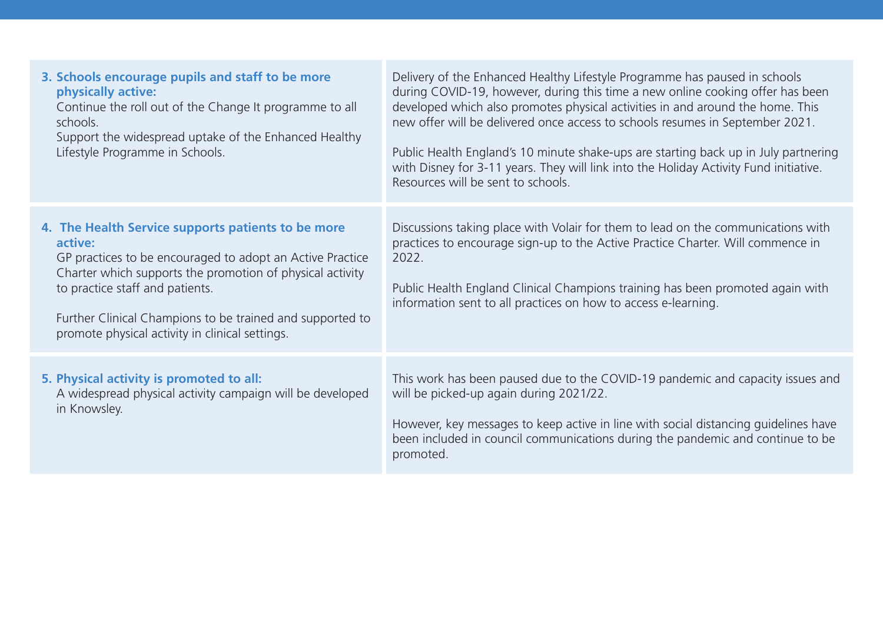| | |
|---|---|
| **3. Schools encourage pupils and staff to be more physically active:**<br>Continue the roll out of the Change It programme to all schools.<br>Support the widespread uptake of the Enhanced Healthy Lifestyle Programme in Schools. | Delivery of the Enhanced Healthy Lifestyle Programme has paused in schools during COVID-19, however, during this time a new online cooking offer has been developed which also promotes physical activities in and around the home. This new offer will be delivered once access to schools resumes in September 2021.<br><br>Public Health England's 10 minute shake-ups are starting back up in July partnering with Disney for 3-11 years. They will link into the Holiday Activity Fund initiative. Resources will be sent to schools. |
| **4. The Health Service supports patients to be more active:**<br>GP practices to be encouraged to adopt an Active Practice Charter which supports the promotion of physical activity to practice staff and patients.<br><br>Further Clinical Champions to be trained and supported to promote physical activity in clinical settings. | Discussions taking place with Volair for them to lead on the communications with practices to encourage sign-up to the Active Practice Charter. Will commence in 2022.<br><br>Public Health England Clinical Champions training has been promoted again with information sent to all practices on how to access e-learning. |
| **5. Physical activity is promoted to all:**<br>A widespread physical activity campaign will be developed in Knowsley. | This work has been paused due to the COVID-19 pandemic and capacity issues and will be picked-up again during 2021/22.<br><br>However, key messages to keep active in line with social distancing guidelines have been included in council communications during the pandemic and continue to be promoted. |